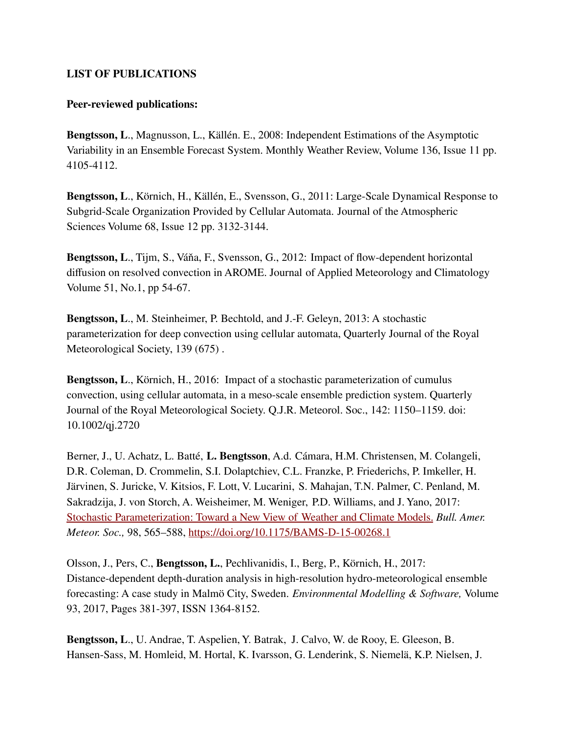**LIST OF PUBLICATIONS**

**Peer-reviewed publications:**

**Bengtsson, L**., Magnusson, L., Källén. E., 2008: Independent Estimations of the Asymptotic Variability in an Ensemble Forecast System. Monthly Weather Review, Volume 136, Issue 11 pp. 4105-4112.

**Bengtsson, L**., Körnich, H., Källén, E., Svensson, G., 2011: Large-Scale Dynamical Response to Subgrid-Scale Organization Provided by Cellular Automata. Journal of the Atmospheric Sciences Volume 68, Issue 12 pp. 3132-3144.

**Bengtsson, L**., Tijm, S., Váňa, F., Svensson, G., 2012: Impact of flow-dependent horizontal diffusion on resolved convection in AROME. Journal of Applied Meteorology and Climatology Volume 51, No.1, pp 54-67.

**Bengtsson, L**., M. Steinheimer, P. Bechtold, and J.-F. Geleyn, 2013: A stochastic parameterization for deep convection using cellular automata, Quarterly Journal of the Royal Meteorological Society, 139 (675) .

**Bengtsson, L**., Körnich, H., 2016: Impact of a stochastic parameterization of cumulus convection, using cellular automata, in a meso-scale ensemble prediction system. Quarterly Journal of the Royal Meteorological Society. Q.J.R. Meteorol. Soc., 142: 1150–1159. doi: 10.1002/qj.2720

Berner, J., U. Achatz, L. Batté, **L. Bengtsson**, A.d. Cámara, H.M. Christensen, M. Colangeli, D.R. Coleman, D. Crommelin, S.I. Dolaptchiev, C.L. Franzke, P. Friederichs, P. Imkeller, H. Järvinen, S. Juricke, V. Kitsios, F. Lott, V. Lucarini, S. Mahajan, T.N. Palmer, C. Penland, M. Sakradzija, J. von Storch, A. Weisheimer, M. Weniger, P.D. Williams, and J. Yano, 2017: Stochastic Parameterization: Toward a New View of Weather and Climate Models. *Bull. Amer. Meteor. Soc.,* 98, 565–588, https://doi.org/10.1175/BAMS-D-15-00268.1

Olsson, J., Pers, C., **Bengtsson, L.**, Pechlivanidis, I., Berg, P., Körnich, H., 2017: Distance-dependent depth-duration analysis in high-resolution hydro-meteorological ensemble forecasting: A case study in Malmö City, Sweden. *Environmental Modelling & Software,* Volume 93, 2017, Pages 381-397, ISSN 1364-8152.

**Bengtsson, L**., U. Andrae, T. Aspelien, Y. Batrak, J. Calvo, W. de Rooy, E. Gleeson, B. Hansen-Sass, M. Homleid, M. Hortal, K. Ivarsson, G. Lenderink, S. Niemelä, K.P. Nielsen, J.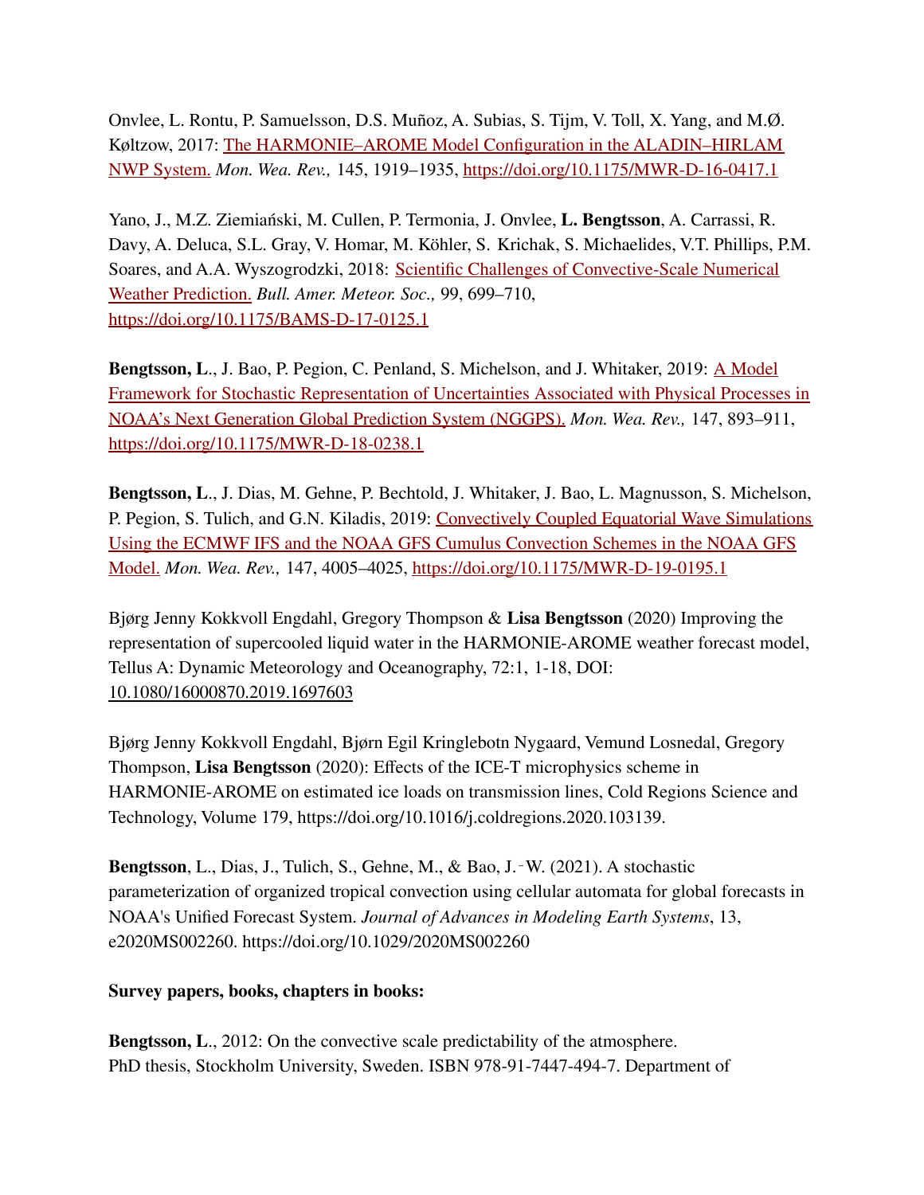Onvlee, L. Rontu, P. Samuelsson, D.S. Muñoz, A. Subias, S. Tijm, V. Toll, X. Yang, and M.Ø. Køltzow, 2017: [The HARMONIE–AROME Model Configuration in the ALADIN–HIRLAM NWP System.](https://doi.org/10.1175/MWR-D-16-0417.1) *Mon. Wea. Rev.,* 145, 1919–1935, https://doi.org/10.1175/MWR-D-16-0417.1

Yano, J., M.Z. Ziemiański, M. Cullen, P. Termonia, J. Onvlee, **L. Bengtsson**, A. Carrassi, R. Davy, A. Deluca, S.L. Gray, V. Homar, M. Köhler, S. Krichak, S. Michaelides, V.T. Phillips, P.M. Soares, and A.A. Wyszogrodzki, 2018: [Scientific Challenges of Convective-Scale Numerical Weather Prediction.](https://doi.org/10.1175/BAMS-D-17-0125.1) *Bull. Amer. Meteor. Soc.,* 99, 699–710, https://doi.org/10.1175/BAMS-D-17-0125.1

**Bengtsson, L**., J. Bao, P. Pegion, C. Penland, S. Michelson, and J. Whitaker, 2019: [A Model Framework for Stochastic Representation of Uncertainties Associated with Physical Processes in NOAA's Next Generation Global Prediction System (NGGPS).](https://doi.org/10.1175/MWR-D-18-0238.1) *Mon. Wea. Rev.,* 147, 893–911, https://doi.org/10.1175/MWR-D-18-0238.1

**Bengtsson, L**., J. Dias, M. Gehne, P. Bechtold, J. Whitaker, J. Bao, L. Magnusson, S. Michelson, P. Pegion, S. Tulich, and G.N. Kiladis, 2019: [Convectively Coupled Equatorial Wave Simulations Using the ECMWF IFS and the NOAA GFS Cumulus Convection Schemes in the NOAA GFS Model.](https://doi.org/10.1175/MWR-D-19-0195.1) *Mon. Wea. Rev.,* 147, 4005–4025, https://doi.org/10.1175/MWR-D-19-0195.1

Bjørg Jenny Kokkvoll Engdahl, Gregory Thompson & **Lisa Bengtsson** (2020) Improving the representation of supercooled liquid water in the HARMONIE-AROME weather forecast model, Tellus A: Dynamic Meteorology and Oceanography, 72:1, 1-18, DOI: 10.1080/16000870.2019.1697603

Bjørg Jenny Kokkvoll Engdahl, Bjørn Egil Kringlebotn Nygaard, Vemund Losnedal, Gregory Thompson, **Lisa Bengtsson** (2020): Effects of the ICE-T microphysics scheme in HARMONIE-AROME on estimated ice loads on transmission lines, Cold Regions Science and Technology, Volume 179, https://doi.org/10.1016/j.coldregions.2020.103139.

**Bengtsson**, L., Dias, J., Tulich, S., Gehne, M., & Bao, J.‐W. (2021). A stochastic parameterization of organized tropical convection using cellular automata for global forecasts in NOAA's Unified Forecast System. *Journal of Advances in Modeling Earth Systems*, 13, e2020MS002260. https://doi.org/10.1029/2020MS002260

**Survey papers, books, chapters in books:**

**Bengtsson, L**., 2012: On the convective scale predictability of the atmosphere. PhD thesis, Stockholm University, Sweden. ISBN 978-91-7447-494-7. Department of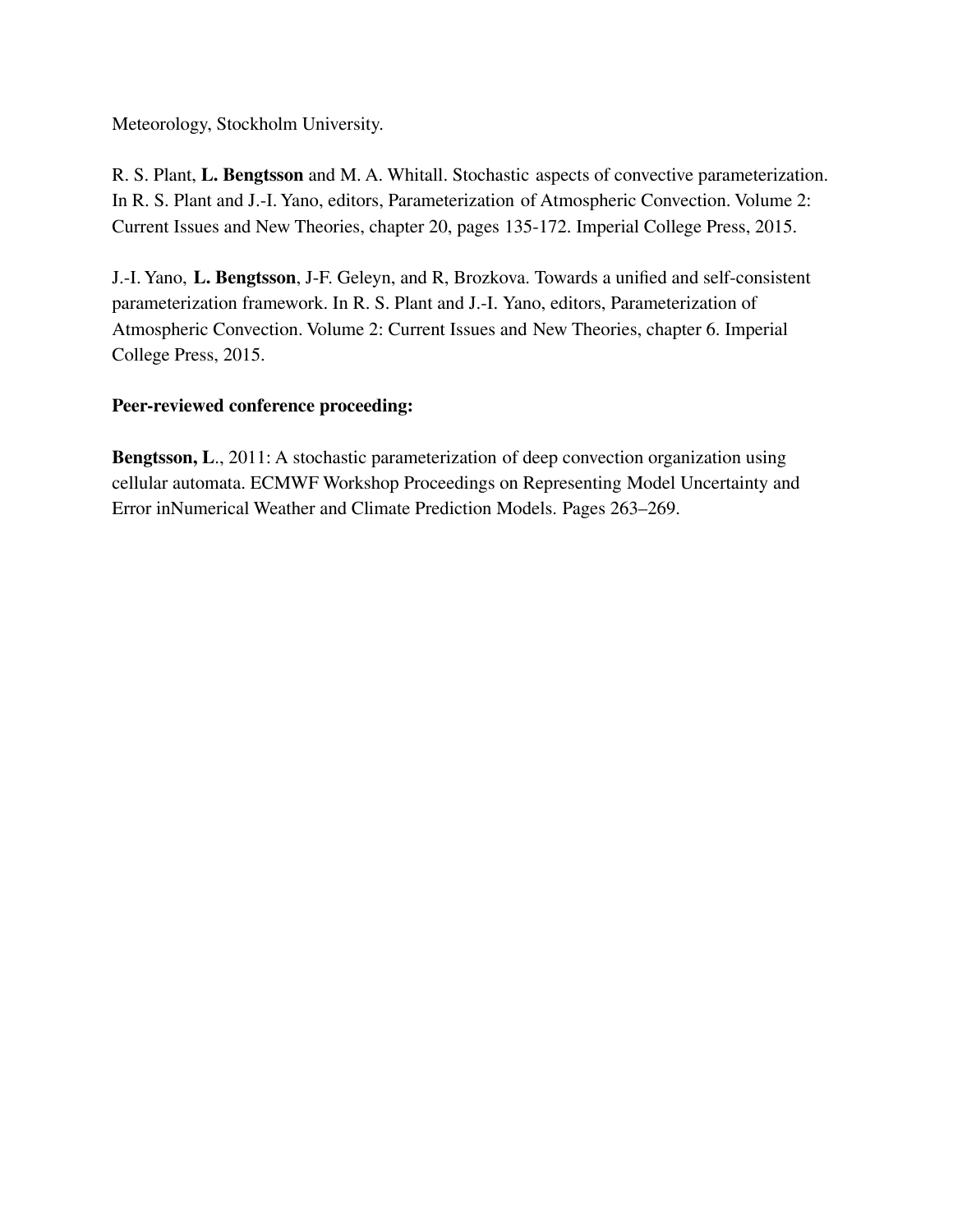Meteorology, Stockholm University.

R. S. Plant, **L. Bengtsson** and M. A. Whitall. Stochastic aspects of convective parameterization. In R. S. Plant and J.-I. Yano, editors, Parameterization of Atmospheric Convection. Volume 2: Current Issues and New Theories, chapter 20, pages 135-172. Imperial College Press, 2015.

J.-I. Yano, **L. Bengtsson**, J-F. Geleyn, and R, Brozkova. Towards a unified and self-consistent parameterization framework. In R. S. Plant and J.-I. Yano, editors, Parameterization of Atmospheric Convection. Volume 2: Current Issues and New Theories, chapter 6. Imperial College Press, 2015.

**Peer-reviewed conference proceeding:**

**Bengtsson, L**., 2011: A stochastic parameterization of deep convection organization using cellular automata. ECMWF Workshop Proceedings on Representing Model Uncertainty and Error inNumerical Weather and Climate Prediction Models. Pages 263–269.